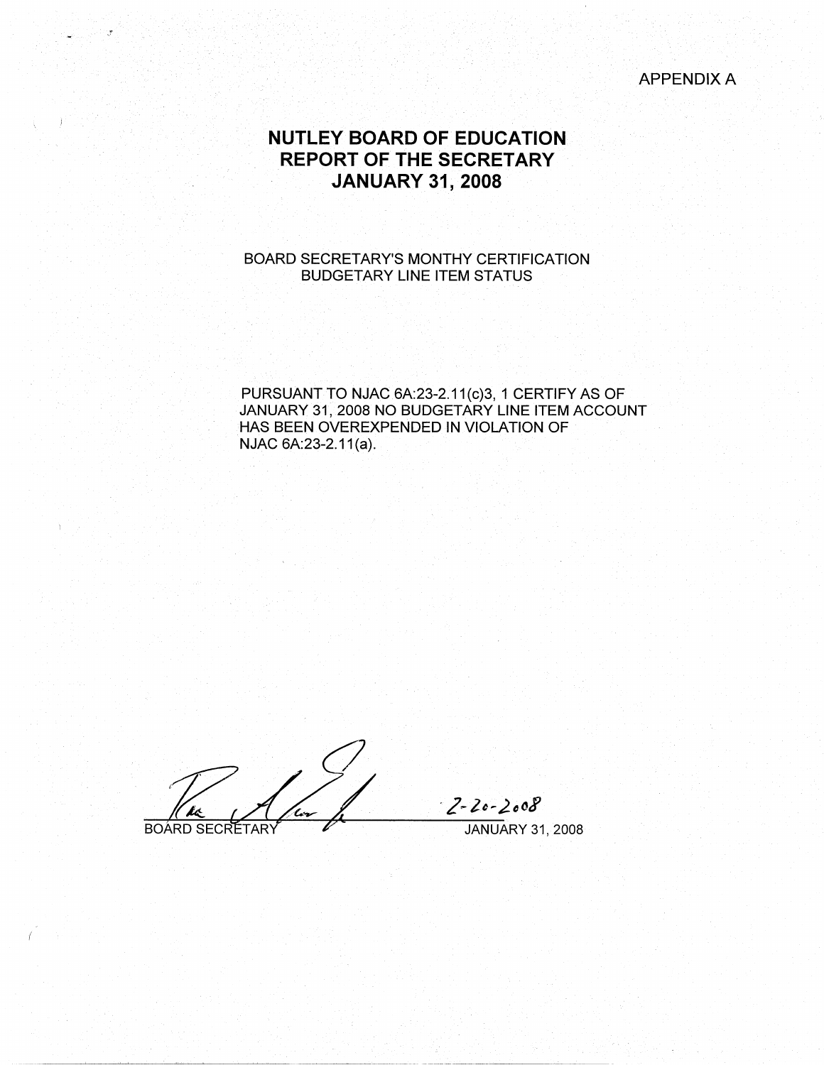APPENDIX A

# NUTLEY BOARD OF EDUCATION
# REPORT OF THE SECRETARY
# JANUARY 31, 2008

BOARD SECRETARY'S MONTHY CERTIFICATION
BUDGETARY LINE ITEM STATUS

PURSUANT TO NJAC 6A:23-2.11(c)3, 1 CERTIFY AS OF JANUARY 31, 2008 NO BUDGETARY LINE ITEM ACCOUNT HAS BEEN OVEREXPENDED IN VIOLATION OF NJAC 6A:23-2.11(a).

BOARD SECRETARY 2-20-2008

JANUARY 31, 2008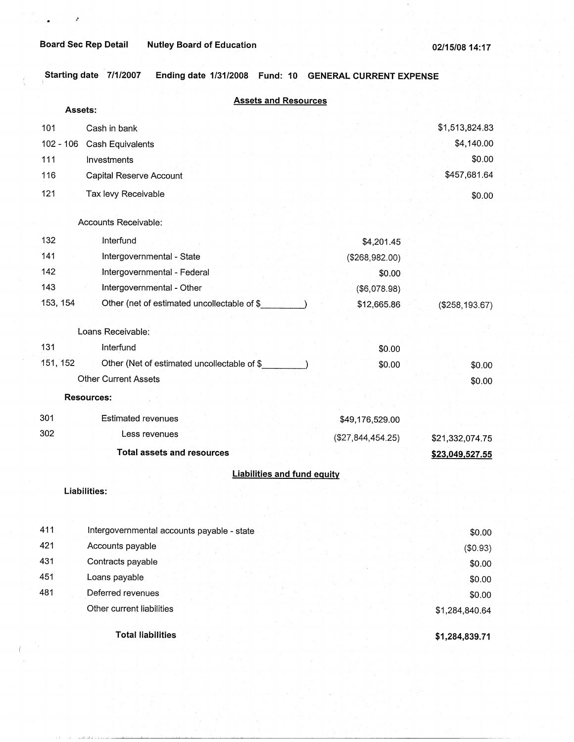**Board Sec Rep Detail** **Nutley Board of Education** **02/15/08 14:17**

**Starting date 7/1/2007** **Ending date 1/31/2008** **Fund: 10** **GENERAL CURRENT EXPENSE**

## Assets and Resources

**Assets:**

| Code | Description | | Amount |
|---|---|---|---|
| 101 | Cash in bank | | $1,513,824.83 |
| 102 - 106 | Cash Equivalents | | $4,140.00 |
| 111 | Investments | | $0.00 |
| 116 | Capital Reserve Account | | $457,681.64 |
| 121 | Tax levy Receivable | | $0.00 |
| | Accounts Receivable: | | |
| 132 | Interfund | $4,201.45 | |
| 141 | Intergovernmental - State | ($268,982.00) | |
| 142 | Intergovernmental - Federal | $0.00 | |
| 143 | Intergovernmental - Other | ($6,078.98) | |
| 153, 154 | Other (net of estimated uncollectable of $_________) | $12,665.86 | ($258,193.67) |
| | Loans Receivable: | | |
| 131 | Interfund | $0.00 | |
| 151, 152 | Other (Net of estimated uncollectable of $_________) | $0.00 | $0.00 |
| | Other Current Assets | | $0.00 |

**Resources:**

| Code | Description | | Amount |
|---|---|---|---|
| 301 | Estimated revenues | $49,176,529.00 | |
| 302 | Less revenues | ($27,844,454.25) | $21,332,074.75 |
| | **Total assets and resources** | | **$23,049,527.55** |

## Liabilities and fund equity

**Liabilities:**

| Code | Description | Amount |
|---|---|---|
| 411 | Intergovernmental accounts payable - state | $0.00 |
| 421 | Accounts payable | ($0.93) |
| 431 | Contracts payable | $0.00 |
| 451 | Loans payable | $0.00 |
| 481 | Deferred revenues | $0.00 |
| | Other current liabilities | $1,284,840.64 |
| | **Total liabilities** | **$1,284,839.71** |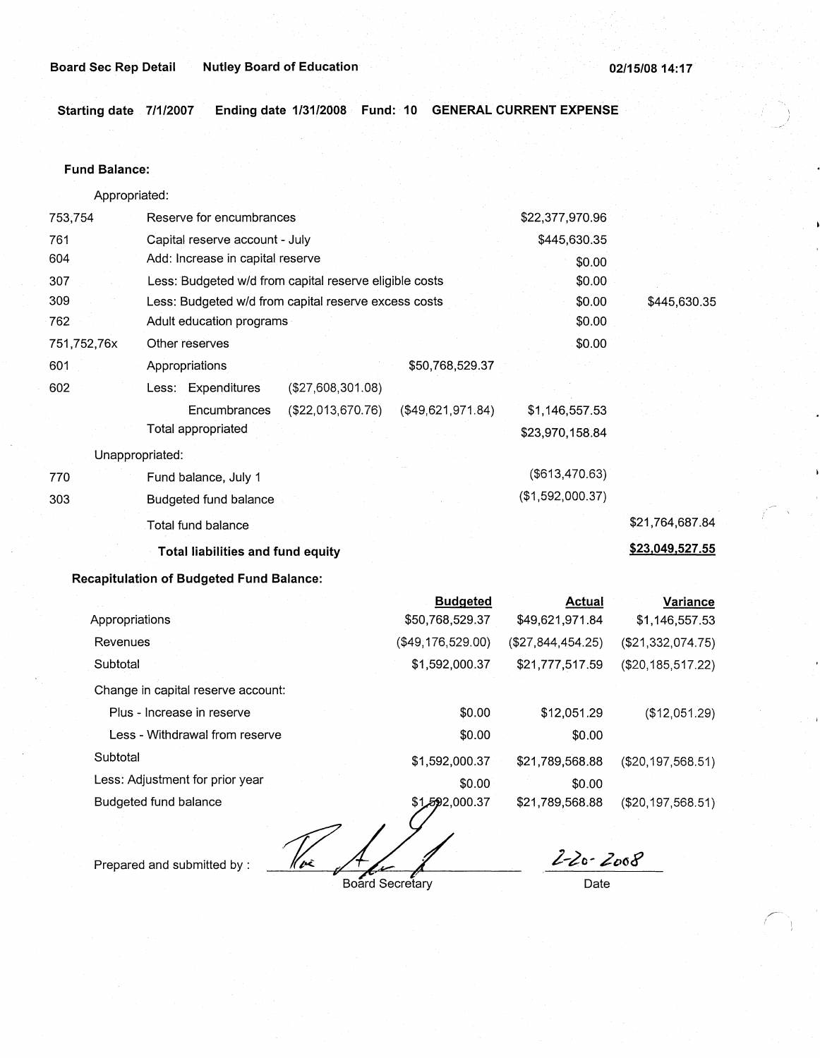Board Sec Rep Detail    Nutley Board of Education    02/15/08 14:17

**Starting date** 7/1/2007    **Ending date** 1/31/2008    **Fund:** 10    **GENERAL CURRENT EXPENSE**

**Fund Balance:**

Appropriated:

| Code | Description | | | | | |
|---|---|---|---|---|---|---|
| 753,754 | Reserve for encumbrances | | | | $22,377,970.96 | |
| 761 | Capital reserve account - July | | | | $445,630.35 | |
| 604 | Add: Increase in capital reserve | | | | $0.00 | |
| 307 | Less: Budgeted w/d from capital reserve eligible costs | | | | $0.00 | |
| 309 | Less: Budgeted w/d from capital reserve excess costs | | | | $0.00 | $445,630.35 |
| 762 | Adult education programs | | | | $0.00 | |
| 751,752,76x | Other reserves | | | | $0.00 | |
| 601 | Appropriations | | | $50,768,529.37 | | |
| 602 | Less: Expenditures | | ($27,608,301.08) | | | |
| | Encumbrances | | ($22,013,670.76) | ($49,621,971.84) | $1,146,557.53 | |
| | Total appropriated | | | | $23,970,158.84 | |

Unappropriated:

| Code | Description | | |
|---|---|---|---|
| 770 | Fund balance, July 1 | ($613,470.63) | |
| 303 | Budgeted fund balance | ($1,592,000.37) | |
| | Total fund balance | | $21,764,687.84 |
| | **Total liabilities and fund equity** | | **$23,049,527.55** |

**Recapitulation of Budgeted Fund Balance:**

| | Budgeted | Actual | Variance |
|---|---|---|---|
| Appropriations | $50,768,529.37 | $49,621,971.84 | $1,146,557.53 |
| Revenues | ($49,176,529.00) | ($27,844,454.25) | ($21,332,074.75) |
| Subtotal | $1,592,000.37 | $21,777,517.59 | ($20,185,517.22) |
| Change in capital reserve account: | | | |
| Plus - Increase in reserve | $0.00 | $12,051.29 | ($12,051.29) |
| Less - Withdrawal from reserve | $0.00 | $0.00 | |
| Subtotal | $1,592,000.37 | $21,789,568.88 | ($20,197,568.51) |
| Less: Adjustment for prior year | $0.00 | $0.00 | |
| Budgeted fund balance | $1,592,000.37 | $21,789,568.88 | ($20,197,568.51) |

Prepared and submitted by : ______________________ Board Secretary    2-20-2008 Date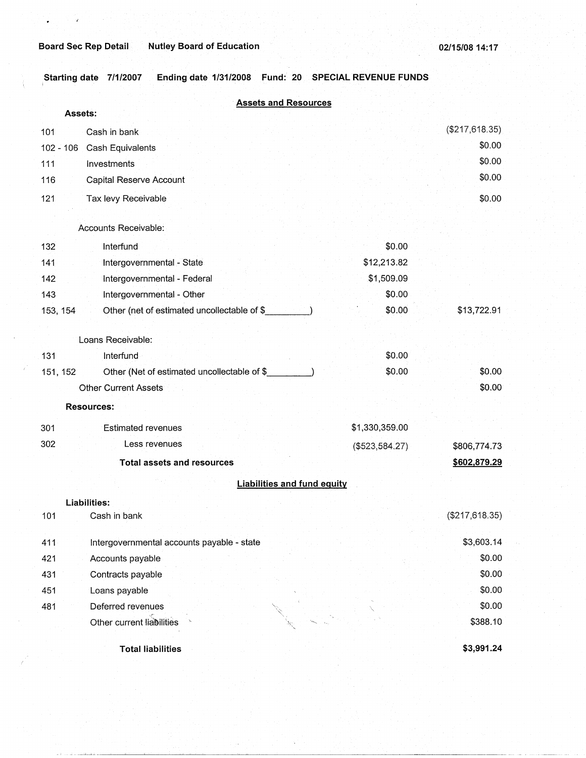Board Sec Rep Detail Nutley Board of Education 02/15/08 14:17

**Starting date 7/1/2007 Ending date 1/31/2008 Fund: 20 SPECIAL REVENUE FUNDS**

## Assets and Resources

**Assets:**

| | | | |
|---|---|---|---|
| 101 | Cash in bank | | ($217,618.35) |
| 102 - 106 | Cash Equivalents | | $0.00 |
| 111 | Investments | | $0.00 |
| 116 | Capital Reserve Account | | $0.00 |
| 121 | Tax levy Receivable | | $0.00 |
| | Accounts Receivable: | | |
| 132 | Interfund | $0.00 | |
| 141 | Intergovernmental - State | $12,213.82 | |
| 142 | Intergovernmental - Federal | $1,509.09 | |
| 143 | Intergovernmental - Other | $0.00 | |
| 153, 154 | Other (net of estimated uncollectable of $_________) | $0.00 | $13,722.91 |
| | Loans Receivable: | | |
| 131 | Interfund | $0.00 | |
| 151, 152 | Other (Net of estimated uncollectable of $_________) | $0.00 | $0.00 |
| | Other Current Assets | | $0.00 |

**Resources:**

| | | | |
|---|---|---|---|
| 301 | Estimated revenues | $1,330,359.00 | |
| 302 | Less revenues | ($523,584.27) | $806,774.73 |
| | **Total assets and resources** | | **$602,879.29** |

## Liabilities and fund equity

**Liabilities:**

| | | |
|---|---|---|
| 101 | Cash in bank | ($217,618.35) |
| 411 | Intergovernmental accounts payable - state | $3,603.14 |
| 421 | Accounts payable | $0.00 |
| 431 | Contracts payable | $0.00 |
| 451 | Loans payable | $0.00 |
| 481 | Deferred revenues | $0.00 |
| | Other current liabilities | $388.10 |
| | **Total liabilities** | **$3,991.24** |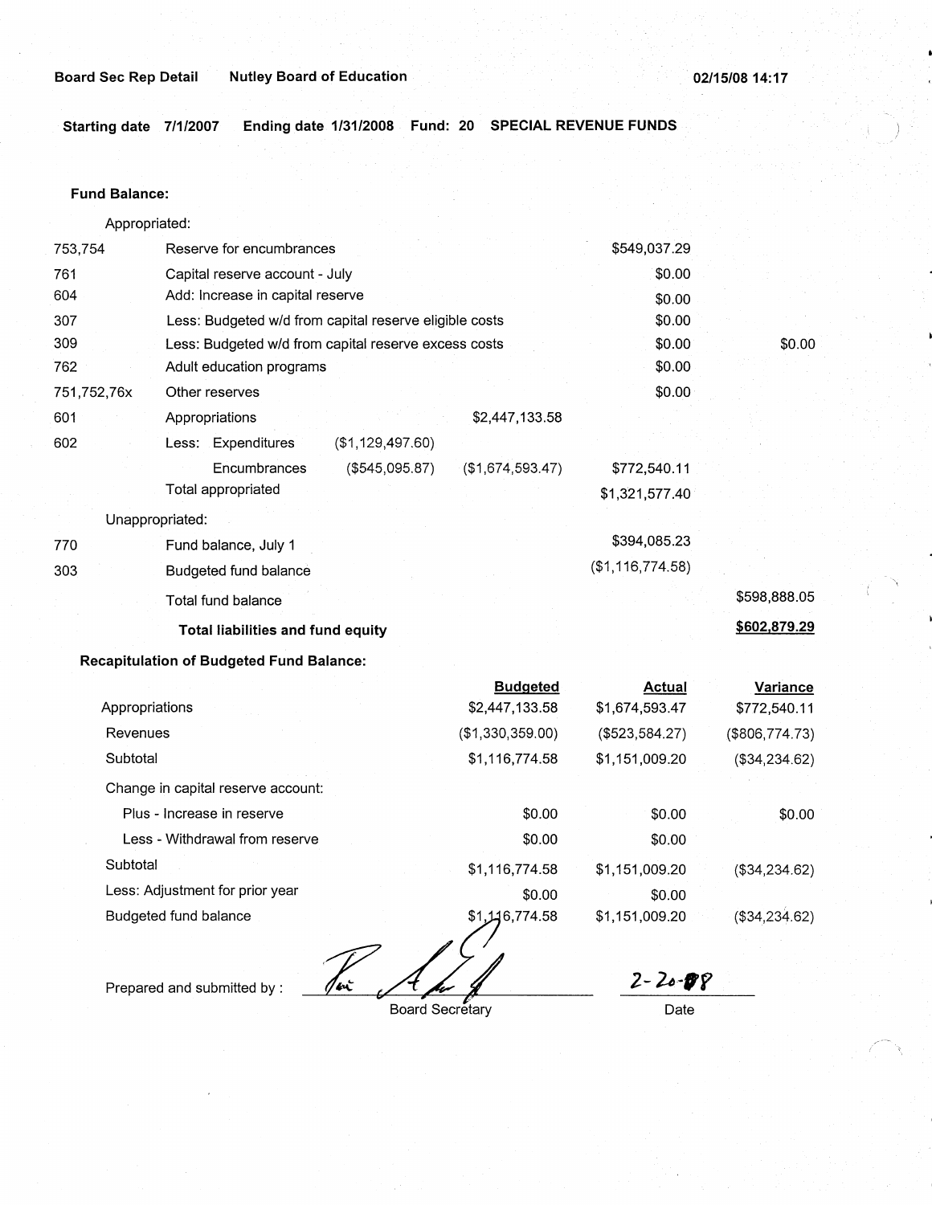Board Sec Rep Detail Nutley Board of Education 02/15/08 14:17

**Starting date** 7/1/2007 **Ending date** 1/31/2008 **Fund:** 20 **SPECIAL REVENUE FUNDS**

**Fund Balance:**

| | | | | | |
|---|---|---|---|---|---|
| | Appropriated: | | | | |
| 753,754 | Reserve for encumbrances | | | $549,037.29 | |
| 761 | Capital reserve account - July | | | $0.00 | |
| 604 | Add: Increase in capital reserve | | | $0.00 | |
| 307 | Less: Budgeted w/d from capital reserve eligible costs | | | $0.00 | |
| 309 | Less: Budgeted w/d from capital reserve excess costs | | | $0.00 | $0.00 |
| 762 | Adult education programs | | | $0.00 | |
| 751,752,76x | Other reserves | | | $0.00 | |
| 601 | Appropriations | | $2,447,133.58 | | |
| 602 | Less: Expenditures | ($1,129,497.60) | | | |
| | Encumbrances | ($545,095.87) | ($1,674,593.47) | $772,540.11 | |
| | Total appropriated | | | $1,321,577.40 | |
| | Unappropriated: | | | | |
| 770 | Fund balance, July 1 | | | $394,085.23 | |
| 303 | Budgeted fund balance | | | ($1,116,774.58) | |
| | Total fund balance | | | | $598,888.05 |
| | **Total liabilities and fund equity** | | | | **$602,879.29** |

**Recapitulation of Budgeted Fund Balance:**

| | Budgeted | Actual | Variance |
|---|---|---|---|
| Appropriations | $2,447,133.58 | $1,674,593.47 | $772,540.11 |
| Revenues | ($1,330,359.00) | ($523,584.27) | ($806,774.73) |
| Subtotal | $1,116,774.58 | $1,151,009.20 | ($34,234.62) |
| Change in capital reserve account: | | | |
| Plus - Increase in reserve | $0.00 | $0.00 | $0.00 |
| Less - Withdrawal from reserve | $0.00 | $0.00 | |
| Subtotal | $1,116,774.58 | $1,151,009.20 | ($34,234.62) |
| Less: Adjustment for prior year | $0.00 | $0.00 | |
| Budgeted fund balance | $1,116,774.58 | $1,151,009.20 | ($34,234.62) |

Prepared and submitted by : _[signature]_ Board Secretary

2-20-08 Date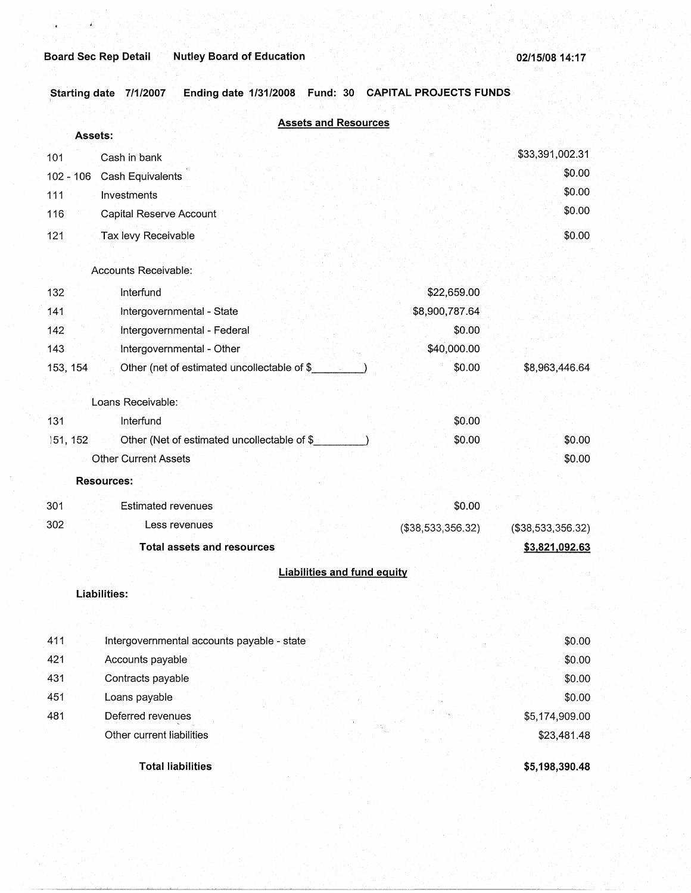Board Sec Rep Detail    Nutley Board of Education    02/15/08 14:17

Starting date 7/1/2007    Ending date 1/31/2008    Fund: 30    CAPITAL PROJECTS FUNDS

## Assets and Resources

| | | | |
|---|---|---|---|
| **Assets:** | | | |
| 101 | Cash in bank | | $33,391,002.31 |
| 102 - 106 | Cash Equivalents | | $0.00 |
| 111 | Investments | | $0.00 |
| 116 | Capital Reserve Account | | $0.00 |
| 121 | Tax levy Receivable | | $0.00 |
| | Accounts Receivable: | | |
| 132 | Interfund | $22,659.00 | |
| 141 | Intergovernmental - State | $8,900,787.64 | |
| 142 | Intergovernmental - Federal | $0.00 | |
| 143 | Intergovernmental - Other | $40,000.00 | |
| 153, 154 | Other (net of estimated uncollectable of $_________) | $0.00 | $8,963,446.64 |
| | Loans Receivable: | | |
| 131 | Interfund | $0.00 | |
| 151, 152 | Other (Net of estimated uncollectable of $_________) | $0.00 | $0.00 |
| | Other Current Assets | | $0.00 |
| **Resources:** | | | |
| 301 | Estimated revenues | $0.00 | |
| 302 | Less revenues | ($38,533,356.32) | ($38,533,356.32) |
| | **Total assets and resources** | | **$3,821,092.63** |

## Liabilities and fund equity

| | | |
|---|---|---|
| **Liabilities:** | | |
| 411 | Intergovernmental accounts payable - state | $0.00 |
| 421 | Accounts payable | $0.00 |
| 431 | Contracts payable | $0.00 |
| 451 | Loans payable | $0.00 |
| 481 | Deferred revenues | $5,174,909.00 |
| | Other current liabilities | $23,481.48 |
| | **Total liabilities** | **$5,198,390.48** |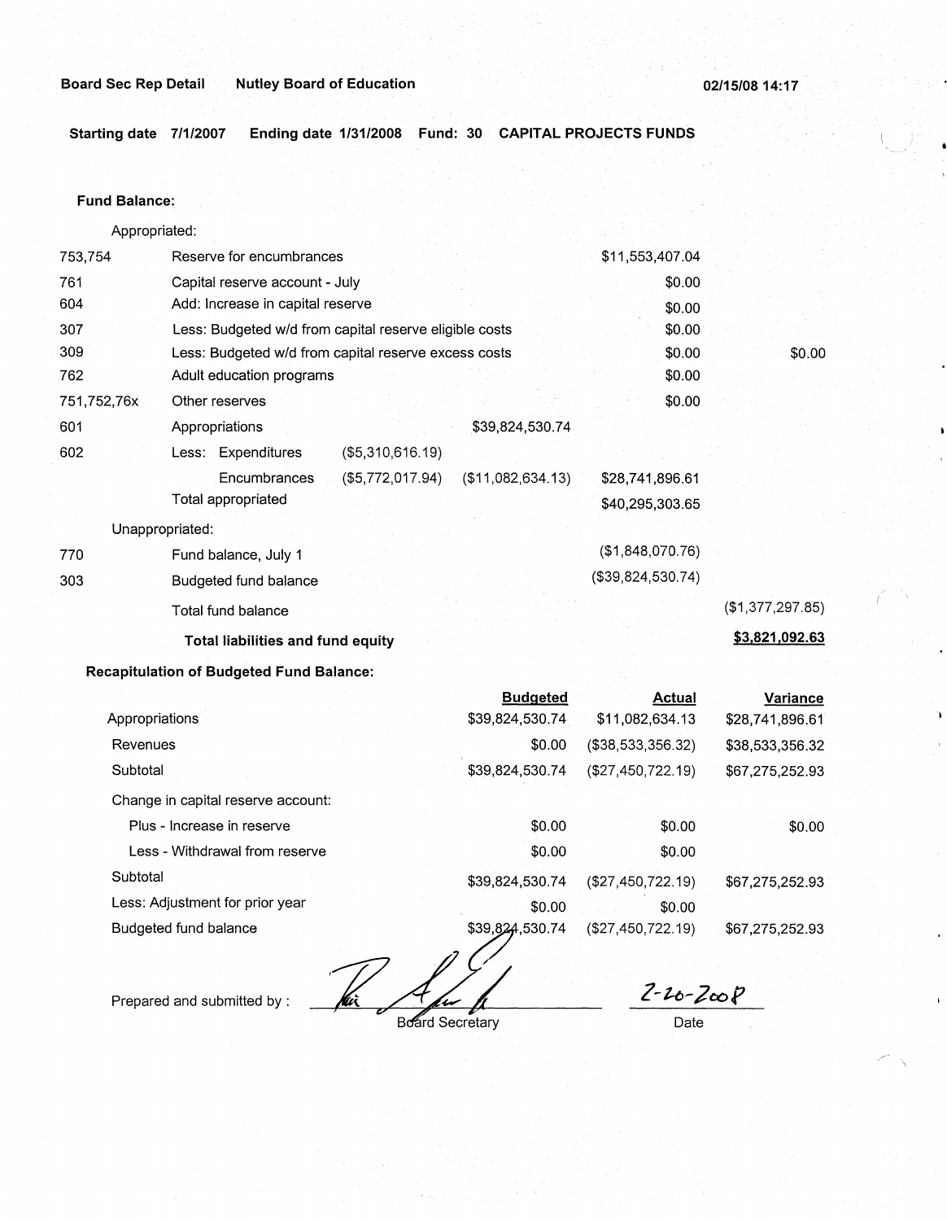**Board Sec Rep Detail** **Nutley Board of Education** **02/15/08 14:17**

**Starting date 7/1/2007 Ending date 1/31/2008 Fund: 30 CAPITAL PROJECTS FUNDS**

**Fund Balance:**

Appropriated:

| Code | Description | | | | |
|---|---|---|---|---|---|
| 753,754 | Reserve for encumbrances | | | $11,553,407.04 | |
| 761 | Capital reserve account - July | | | $0.00 | |
| 604 | Add: Increase in capital reserve | | | $0.00 | |
| 307 | Less: Budgeted w/d from capital reserve eligible costs | | | $0.00 | |
| 309 | Less: Budgeted w/d from capital reserve excess costs | | | $0.00 | $0.00 |
| 762 | Adult education programs | | | $0.00 | |
| 751,752,76x | Other reserves | | | $0.00 | |
| 601 | Appropriations | | $39,824,530.74 | | |
| 602 | Less: Expenditures | ($5,310,616.19) | | | |
| | Encumbrances | ($5,772,017.94) | ($11,082,634.13) | $28,741,896.61 | |
| | Total appropriated | | | $40,295,303.65 | |

Unappropriated:

| Code | Description | | |
|---|---|---|---|
| 770 | Fund balance, July 1 | ($1,848,070.76) | |
| 303 | Budgeted fund balance | ($39,824,530.74) | |
| | Total fund balance | | ($1,377,297.85) |
| | **Total liabilities and fund equity** | | **$3,821,092.63** |

**Recapitulation of Budgeted Fund Balance:**

| | Budgeted | Actual | Variance |
|---|---|---|---|
| Appropriations | $39,824,530.74 | $11,082,634.13 | $28,741,896.61 |
| Revenues | $0.00 | ($38,533,356.32) | $38,533,356.32 |
| Subtotal | $39,824,530.74 | ($27,450,722.19) | $67,275,252.93 |
| Change in capital reserve account: | | | |
| Plus - Increase in reserve | $0.00 | $0.00 | $0.00 |
| Less - Withdrawal from reserve | $0.00 | $0.00 | |
| Subtotal | $39,824,530.74 | ($27,450,722.19) | $67,275,252.93 |
| Less: Adjustment for prior year | $0.00 | $0.00 | |
| Budgeted fund balance | $39,824,530.74 | ($27,450,722.19) | $67,275,252.93 |

Prepared and submitted by : ____________________ Board Secretary

2-20-2008
Date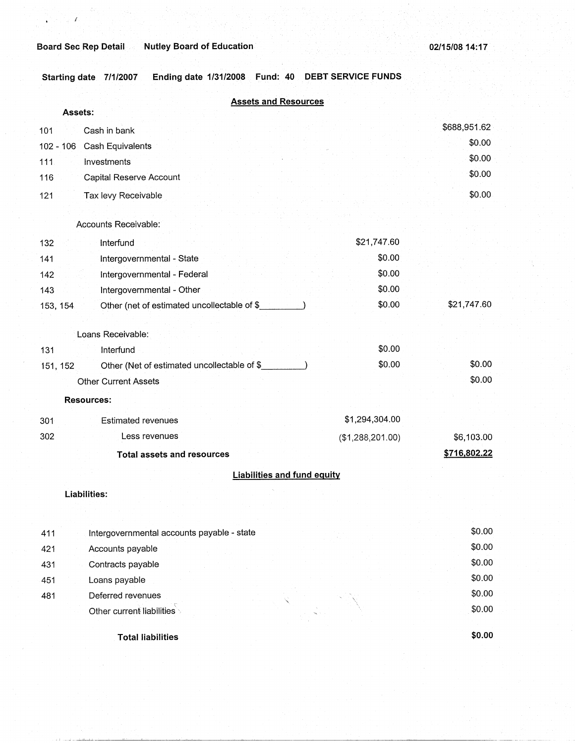Board Sec Rep Detail    Nutley Board of Education    02/15/08 14:17

Starting date 7/1/2007    Ending date 1/31/2008    Fund: 40    DEBT SERVICE FUNDS

## Assets and Resources

| Code | Description | | |
|---|---|---|---|
| **Assets:** | | | |
| 101 | Cash in bank | | $688,951.62 |
| 102 - 106 | Cash Equivalents | | $0.00 |
| 111 | Investments | | $0.00 |
| 116 | Capital Reserve Account | | $0.00 |
| 121 | Tax levy Receivable | | $0.00 |
| | Accounts Receivable: | | |
| 132 | Interfund | $21,747.60 | |
| 141 | Intergovernmental - State | $0.00 | |
| 142 | Intergovernmental - Federal | $0.00 | |
| 143 | Intergovernmental - Other | $0.00 | |
| 153, 154 | Other (net of estimated uncollectable of $_________) | $0.00 | $21,747.60 |
| | Loans Receivable: | | |
| 131 | Interfund | $0.00 | |
| 151, 152 | Other (Net of estimated uncollectable of $_________) | $0.00 | $0.00 |
| | Other Current Assets | | $0.00 |
| **Resources:** | | | |
| 301 | Estimated revenues | $1,294,304.00 | |
| 302 | Less revenues | ($1,288,201.00) | $6,103.00 |
| | **Total assets and resources** | | **$716,802.22** |

## Liabilities and fund equity

| Code | Description | |
|---|---|---|
| **Liabilities:** | | |
| 411 | Intergovernmental accounts payable - state | $0.00 |
| 421 | Accounts payable | $0.00 |
| 431 | Contracts payable | $0.00 |
| 451 | Loans payable | $0.00 |
| 481 | Deferred revenues | $0.00 |
| | Other current liabilities | $0.00 |
| | **Total liabilities** | **$0.00** |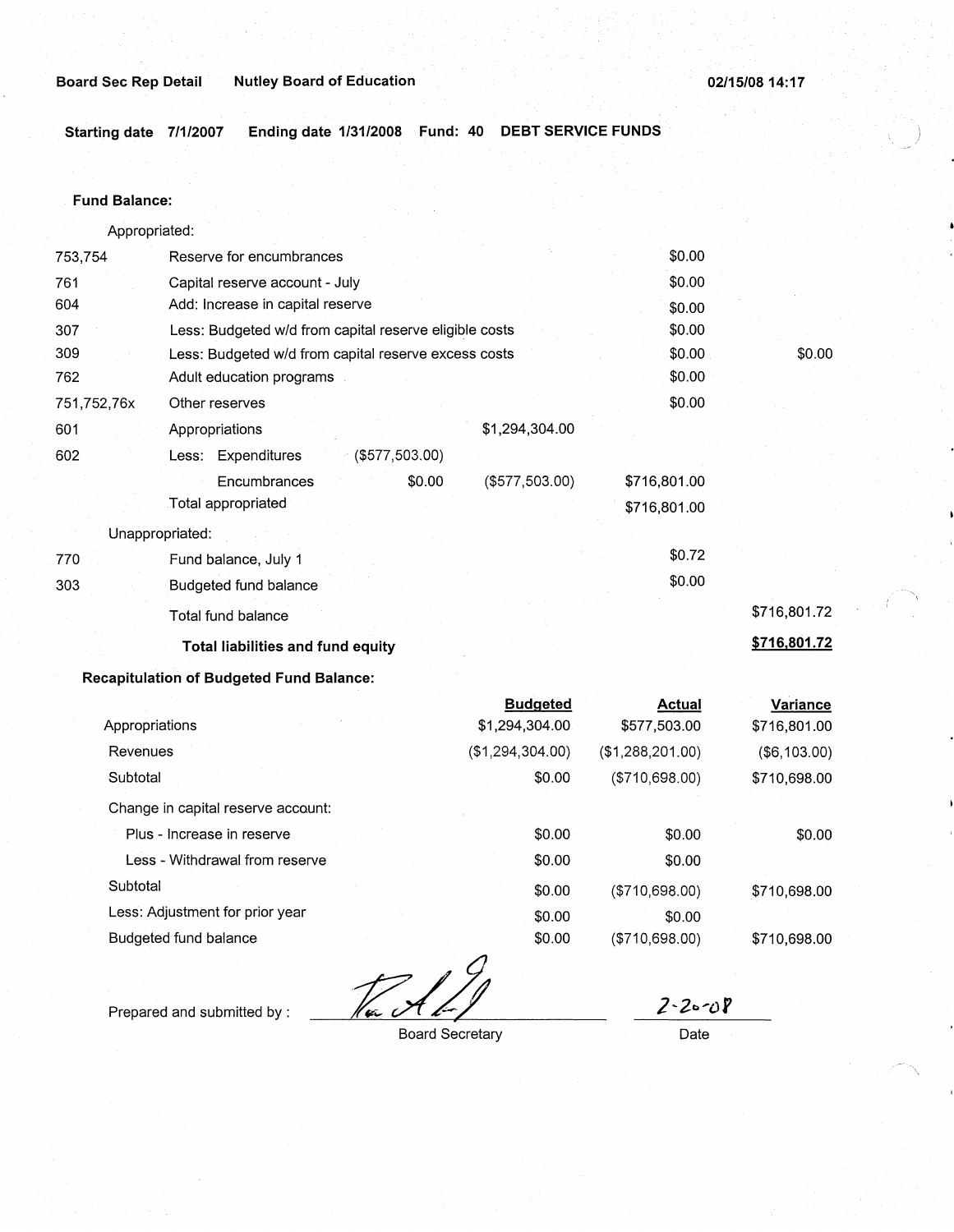**Board Sec Rep Detail** **Nutley Board of Education** **02/15/08 14:17**

**Starting date 7/1/2007** **Ending date 1/31/2008** **Fund: 40** **DEBT SERVICE FUNDS**

**Fund Balance:**

| | | | | | |
|---|---|---|---|---|---|
| | Appropriated: | | | | |
| 753,754 | Reserve for encumbrances | | | $0.00 | |
| 761 | Capital reserve account - July | | | $0.00 | |
| 604 | Add: Increase in capital reserve | | | $0.00 | |
| 307 | Less: Budgeted w/d from capital reserve eligible costs | | | $0.00 | |
| 309 | Less: Budgeted w/d from capital reserve excess costs | | | $0.00 | $0.00 |
| 762 | Adult education programs | | | $0.00 | |
| 751,752,76x | Other reserves | | | $0.00 | |
| 601 | Appropriations | | $1,294,304.00 | | |
| 602 | Less: Expenditures | ($577,503.00) | | | |
| | Encumbrances | $0.00 | ($577,503.00) | $716,801.00 | |
| | Total appropriated | | | $716,801.00 | |
| | Unappropriated: | | | | |
| 770 | Fund balance, July 1 | | | $0.72 | |
| 303 | Budgeted fund balance | | | $0.00 | |
| | Total fund balance | | | | $716,801.72 |
| | **Total liabilities and fund equity** | | | | **$716,801.72** |

**Recapitulation of Budgeted Fund Balance:**

| | Budgeted | Actual | Variance |
|---|---|---|---|
| Appropriations | $1,294,304.00 | $577,503.00 | $716,801.00 |
| Revenues | ($1,294,304.00) | ($1,288,201.00) | ($6,103.00) |
| Subtotal | $0.00 | ($710,698.00) | $710,698.00 |
| Change in capital reserve account: | | | |
| Plus - Increase in reserve | $0.00 | $0.00 | $0.00 |
| Less - Withdrawal from reserve | $0.00 | $0.00 | |
| Subtotal | $0.00 | ($710,698.00) | $710,698.00 |
| Less: Adjustment for prior year | $0.00 | $0.00 | |
| Budgeted fund balance | $0.00 | ($710,698.00) | $710,698.00 |

Prepared and submitted by : ____________________ Board Secretary

2-20-08 Date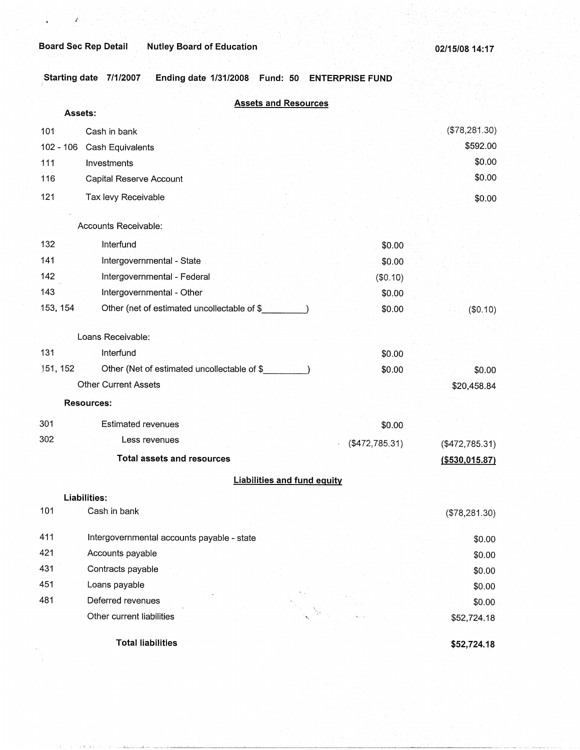Board Sec Rep Detail     Nutley Board of Education     02/15/08 14:17

Starting date 7/1/2007   Ending date 1/31/2008   Fund: 50   ENTERPRISE FUND

## Assets and Resources

**Assets:**

| | | | |
|---|---|---|---|
| 101 | Cash in bank | | ($78,281.30) |
| 102 - 106 | Cash Equivalents | | $592.00 |
| 111 | Investments | | $0.00 |
| 116 | Capital Reserve Account | | $0.00 |
| 121 | Tax levy Receivable | | $0.00 |
| | Accounts Receivable: | | |
| 132 | Interfund | $0.00 | |
| 141 | Intergovernmental - State | $0.00 | |
| 142 | Intergovernmental - Federal | ($0.10) | |
| 143 | Intergovernmental - Other | $0.00 | |
| 153, 154 | Other (net of estimated uncollectable of $_________) | $0.00 | ($0.10) |
| | Loans Receivable: | | |
| 131 | Interfund | $0.00 | |
| 151, 152 | Other (Net of estimated uncollectable of $_________) | $0.00 | $0.00 |
| | Other Current Assets | | $20,458.84 |

**Resources:**

| | | | |
|---|---|---|---|
| 301 | Estimated revenues | $0.00 | |
| 302 | Less revenues | ($472,785.31) | ($472,785.31) |
| | **Total assets and resources** | | **($530,015.87)** |

## Liabilities and fund equity

**Liabilities:**

| | | |
|---|---|---|
| 101 | Cash in bank | ($78,281.30) |
| 411 | Intergovernmental accounts payable - state | $0.00 |
| 421 | Accounts payable | $0.00 |
| 431 | Contracts payable | $0.00 |
| 451 | Loans payable | $0.00 |
| 481 | Deferred revenues | $0.00 |
| | Other current liabilities | $52,724.18 |
| | **Total liabilities** | **$52,724.18** |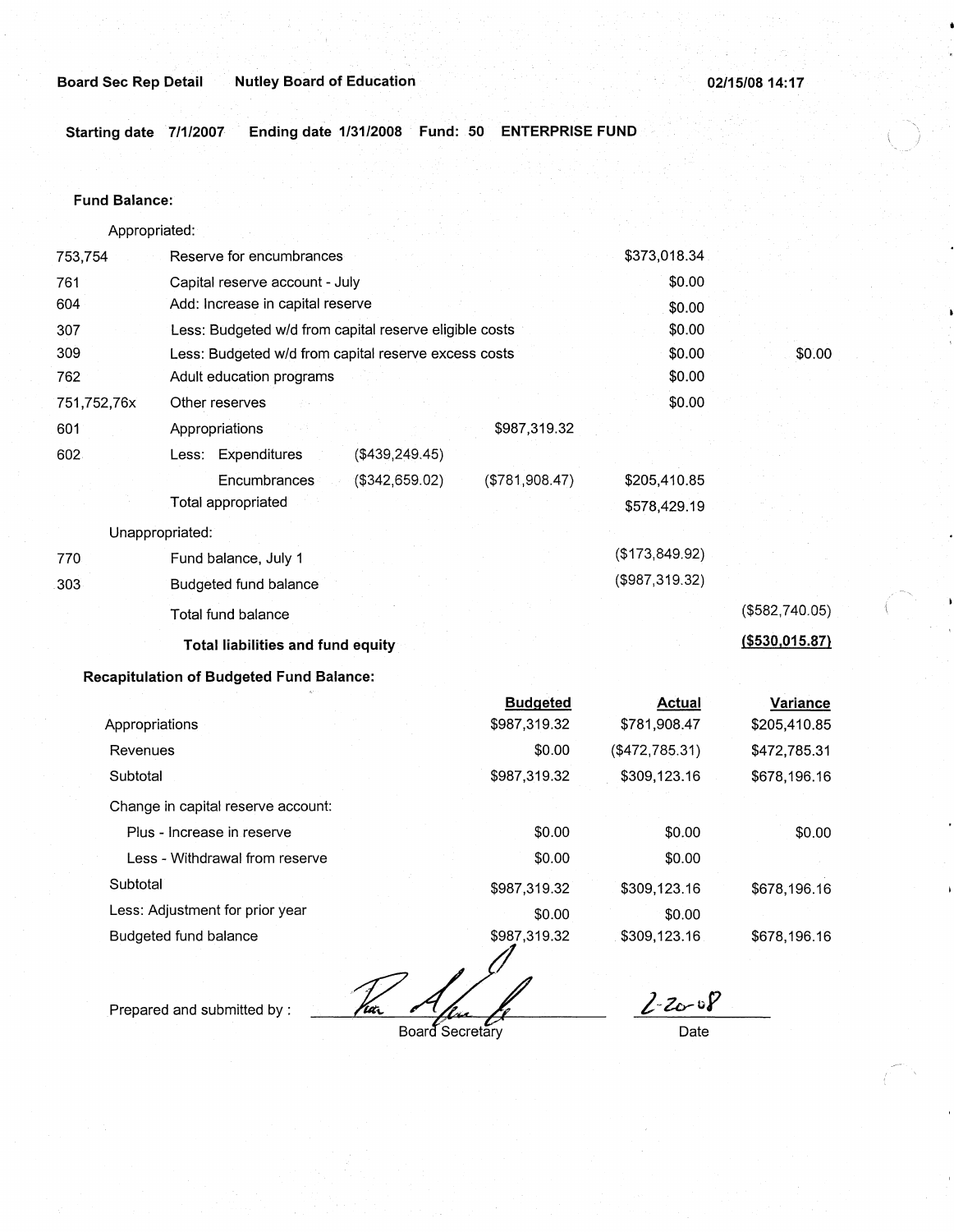**Board Sec Rep Detail** **Nutley Board of Education** **02/15/08 14:17**

**Starting date 7/1/2007** **Ending date 1/31/2008** **Fund: 50** **ENTERPRISE FUND**

**Fund Balance:**

| | | | | | |
|---|---|---|---|---|---|
| | Appropriated: | | | | |
| 753,754 | Reserve for encumbrances | | | $373,018.34 | |
| 761 | Capital reserve account - July | | | $0.00 | |
| 604 | Add: Increase in capital reserve | | | $0.00 | |
| 307 | Less: Budgeted w/d from capital reserve eligible costs | | | $0.00 | |
| 309 | Less: Budgeted w/d from capital reserve excess costs | | | $0.00 | $0.00 |
| 762 | Adult education programs | | | $0.00 | |
| 751,752,76x | Other reserves | | | $0.00 | |
| 601 | Appropriations | | $987,319.32 | | |
| 602 | Less: Expenditures | ($439,249.45) | | | |
| | Encumbrances | ($342,659.02) | ($781,908.47) | $205,410.85 | |
| | Total appropriated | | | $578,429.19 | |
| | Unappropriated: | | | | |
| 770 | Fund balance, July 1 | | | ($173,849.92) | |
| 303 | Budgeted fund balance | | | ($987,319.32) | |
| | Total fund balance | | | | ($582,740.05) |
| | **Total liabilities and fund equity** | | | | **($530,015.87)** |

**Recapitulation of Budgeted Fund Balance:**

| | Budgeted | Actual | Variance |
|---|---|---|---|
| Appropriations | $987,319.32 | $781,908.47 | $205,410.85 |
| Revenues | $0.00 | ($472,785.31) | $472,785.31 |
| Subtotal | $987,319.32 | $309,123.16 | $678,196.16 |
| Change in capital reserve account: | | | |
| Plus - Increase in reserve | $0.00 | $0.00 | $0.00 |
| Less - Withdrawal from reserve | $0.00 | $0.00 | |
| Subtotal | $987,319.32 | $309,123.16 | $678,196.16 |
| Less: Adjustment for prior year | $0.00 | $0.00 | |
| Budgeted fund balance | $987,319.32 | $309,123.16 | $678,196.16 |

Prepared and submitted by : ______________________ Board Secretary          2-20-08 Date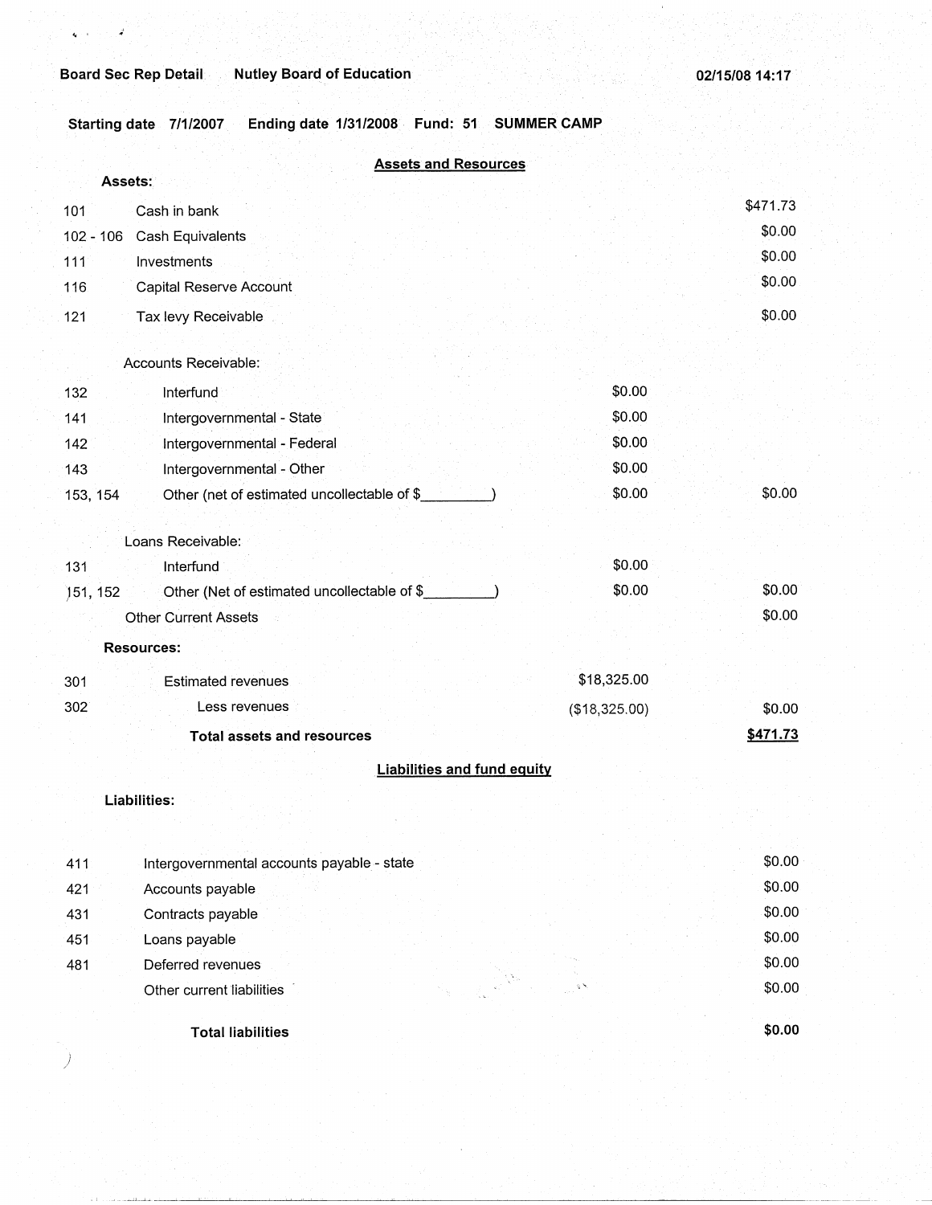Board Sec Rep Detail Nutley Board of Education 02/15/08 14:17

Starting date 7/1/2007 Ending date 1/31/2008 Fund: 51 SUMMER CAMP

## Assets and Resources

**Assets:**

| | | | |
|---|---|---|---|
| 101 | Cash in bank | | $471.73 |
| 102 - 106 | Cash Equivalents | | $0.00 |
| 111 | Investments | | $0.00 |
| 116 | Capital Reserve Account | | $0.00 |
| 121 | Tax levy Receivable | | $0.00 |
| | Accounts Receivable: | | |
| 132 | Interfund | $0.00 | |
| 141 | Intergovernmental - State | $0.00 | |
| 142 | Intergovernmental - Federal | $0.00 | |
| 143 | Intergovernmental - Other | $0.00 | |
| 153, 154 | Other (net of estimated uncollectable of $_________) | $0.00 | $0.00 |
| | Loans Receivable: | | |
| 131 | Interfund | $0.00 | |
| 151, 152 | Other (Net of estimated uncollectable of $_________) | $0.00 | $0.00 |
| | Other Current Assets | | $0.00 |

**Resources:**

| | | | |
|---|---|---|---|
| 301 | Estimated revenues | $18,325.00 | |
| 302 | Less revenues | ($18,325.00) | $0.00 |
| | **Total assets and resources** | | **$471.73** |

## Liabilities and fund equity

**Liabilities:**

| | | |
|---|---|---|
| 411 | Intergovernmental accounts payable - state | $0.00 |
| 421 | Accounts payable | $0.00 |
| 431 | Contracts payable | $0.00 |
| 451 | Loans payable | $0.00 |
| 481 | Deferred revenues | $0.00 |
| | Other current liabilities | $0.00 |
| | **Total liabilities** | **$0.00** |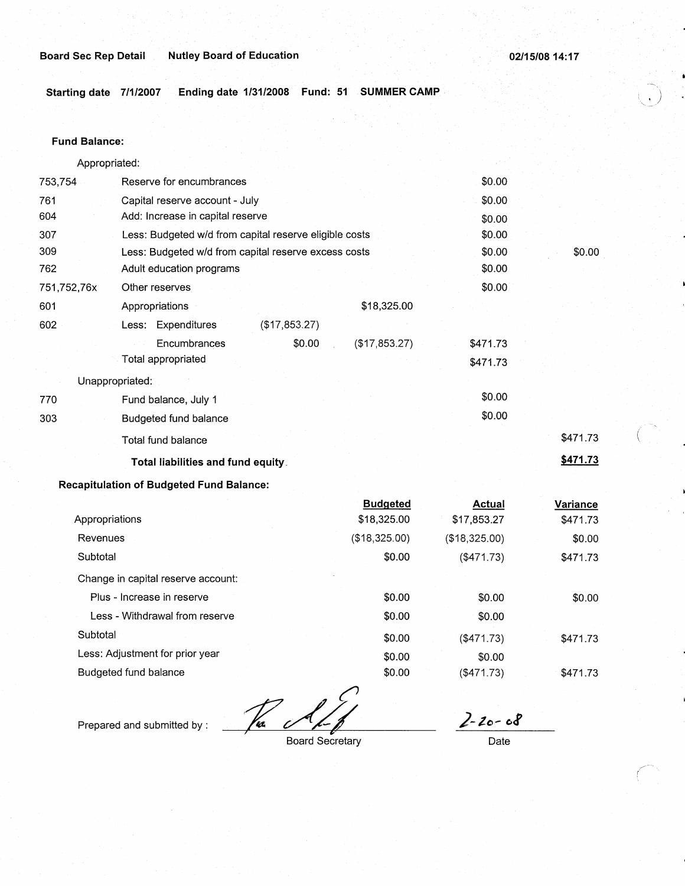**Board Sec Rep Detail** **Nutley Board of Education** **02/15/08 14:17**

**Starting date 7/1/2007** **Ending date 1/31/2008** **Fund: 51** **SUMMER CAMP**

**Fund Balance:**

| | | | | | |
|---|---|---|---|---|---|
| Appropriated: | | | | | |
| 753,754 | Reserve for encumbrances | | | $0.00 | |
| 761 | Capital reserve account - July | | | $0.00 | |
| 604 | Add: Increase in capital reserve | | | $0.00 | |
| 307 | Less: Budgeted w/d from capital reserve eligible costs | | | $0.00 | |
| 309 | Less: Budgeted w/d from capital reserve excess costs | | | $0.00 | $0.00 |
| 762 | Adult education programs | | | $0.00 | |
| 751,752,76x | Other reserves | | | $0.00 | |
| 601 | Appropriations | | $18,325.00 | | |
| 602 | Less: Expenditures | ($17,853.27) | | | |
| | Encumbrances | $0.00 | ($17,853.27) | $471.73 | |
| | Total appropriated | | | $471.73 | |
| Unappropriated: | | | | | |
| 770 | Fund balance, July 1 | | | $0.00 | |
| 303 | Budgeted fund balance | | | $0.00 | |
| | Total fund balance | | | | $471.73 |
| | **Total liabilities and fund equity** | | | | **$471.73** |

**Recapitulation of Budgeted Fund Balance:**

| | Budgeted | Actual | Variance |
|---|---|---|---|
| Appropriations | $18,325.00 | $17,853.27 | $471.73 |
| Revenues | ($18,325.00) | ($18,325.00) | $0.00 |
| Subtotal | $0.00 | ($471.73) | $471.73 |
| Change in capital reserve account: | | | |
| Plus - Increase in reserve | $0.00 | $0.00 | $0.00 |
| Less - Withdrawal from reserve | $0.00 | $0.00 | |
| Subtotal | $0.00 | ($471.73) | $471.73 |
| Less: Adjustment for prior year | $0.00 | $0.00 | |
| Budgeted fund balance | $0.00 | ($471.73) | $471.73 |

Prepared and submitted by : _______________ Board Secretary

2-20-08
Date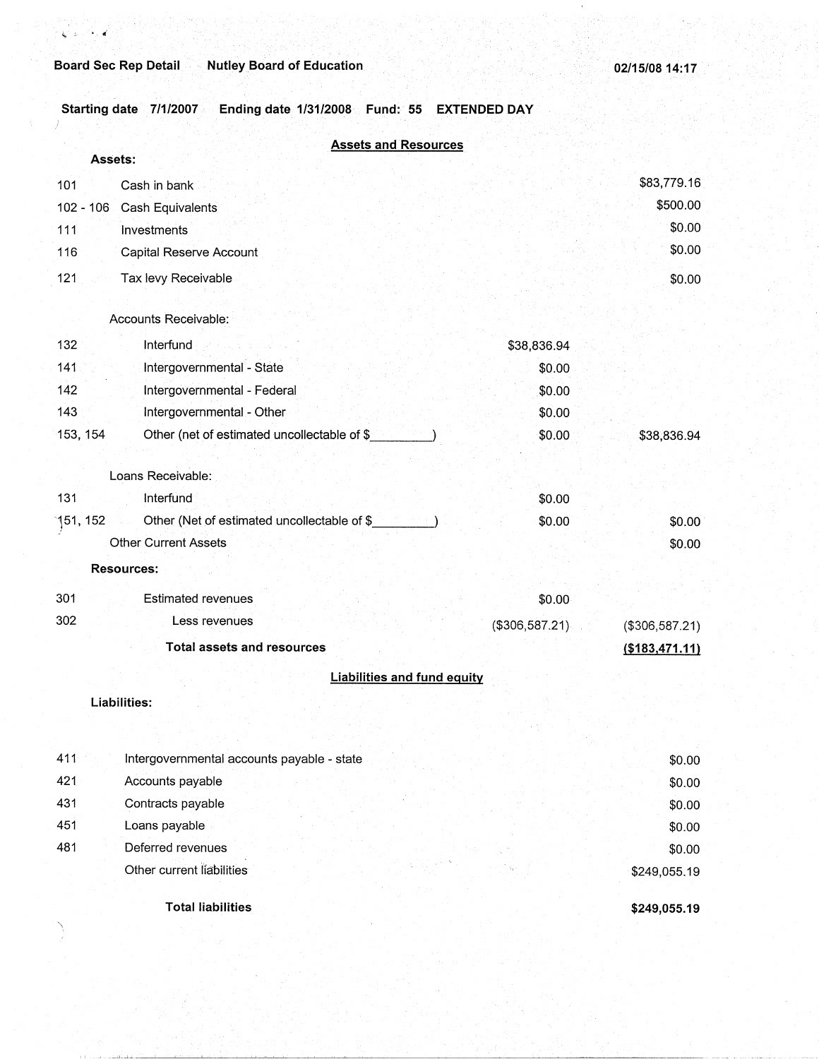**Board Sec Rep Detail** **Nutley Board of Education** **02/15/08 14:17**

**Starting date 7/1/2007 Ending date 1/31/2008 Fund: 55 EXTENDED DAY**

## Assets and Resources

**Assets:**

| Code | Description | | Amount |
|---|---|---|---|
| 101 | Cash in bank | | $83,779.16 |
| 102 - 106 | Cash Equivalents | | $500.00 |
| 111 | Investments | | $0.00 |
| 116 | Capital Reserve Account | | $0.00 |
| 121 | Tax levy Receivable | | $0.00 |
| | Accounts Receivable: | | |
| 132 | Interfund | $38,836.94 | |
| 141 | Intergovernmental - State | $0.00 | |
| 142 | Intergovernmental - Federal | $0.00 | |
| 143 | Intergovernmental - Other | $0.00 | |
| 153, 154 | Other (net of estimated uncollectable of $_________) | $0.00 | $38,836.94 |
| | Loans Receivable: | | |
| 131 | Interfund | $0.00 | |
| 151, 152 | Other (Net of estimated uncollectable of $_________) | $0.00 | $0.00 |
| | Other Current Assets | | $0.00 |

**Resources:**

| Code | Description | | Amount |
|---|---|---|---|
| 301 | Estimated revenues | $0.00 | |
| 302 | Less revenues | ($306,587.21) | ($306,587.21) |
| | **Total assets and resources** | | **($183,471.11)** |

## Liabilities and fund equity

**Liabilities:**

| Code | Description | Amount |
|---|---|---|
| 411 | Intergovernmental accounts payable - state | $0.00 |
| 421 | Accounts payable | $0.00 |
| 431 | Contracts payable | $0.00 |
| 451 | Loans payable | $0.00 |
| 481 | Deferred revenues | $0.00 |
| | Other current liabilities | $249,055.19 |
| | **Total liabilities** | **$249,055.19** |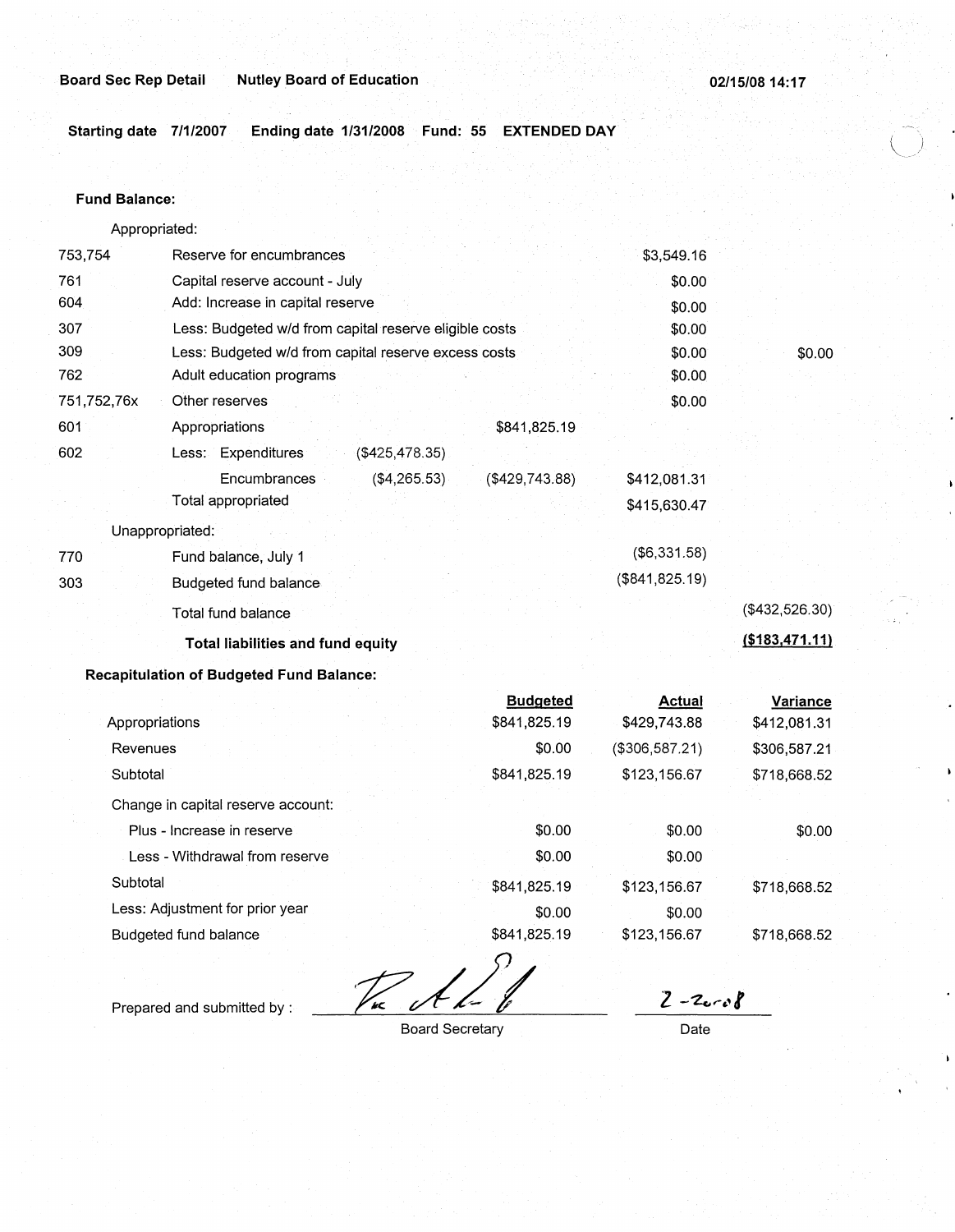Board Sec Rep Detail Nutley Board of Education 02/15/08 14:17

Starting date 7/1/2007 Ending date 1/31/2008 Fund: 55 EXTENDED DAY

**Fund Balance:**

| | | | | | |
|---|---|---|---|---|---|
| | Appropriated: | | | | |
| 753,754 | Reserve for encumbrances | | | $3,549.16 | |
| 761 | Capital reserve account - July | | | $0.00 | |
| 604 | Add: Increase in capital reserve | | | $0.00 | |
| 307 | Less: Budgeted w/d from capital reserve eligible costs | | | $0.00 | |
| 309 | Less: Budgeted w/d from capital reserve excess costs | | | $0.00 | $0.00 |
| 762 | Adult education programs | | | $0.00 | |
| 751,752,76x | Other reserves | | | $0.00 | |
| 601 | Appropriations | | $841,825.19 | | |
| 602 | Less: Expenditures | ($425,478.35) | | | |
| | Encumbrances | ($4,265.53) | ($429,743.88) | $412,081.31 | |
| | Total appropriated | | | $415,630.47 | |
| | Unappropriated: | | | | |
| 770 | Fund balance, July 1 | | | ($6,331.58) | |
| 303 | Budgeted fund balance | | | ($841,825.19) | |
| | Total fund balance | | | | ($432,526.30) |
| | **Total liabilities and fund equity** | | | | **($183,471.11)** |

**Recapitulation of Budgeted Fund Balance:**

| | Budgeted | Actual | Variance |
|---|---|---|---|
| Appropriations | $841,825.19 | $429,743.88 | $412,081.31 |
| Revenues | $0.00 | ($306,587.21) | $306,587.21 |
| Subtotal | $841,825.19 | $123,156.67 | $718,668.52 |
| Change in capital reserve account: | | | |
| Plus - Increase in reserve | $0.00 | $0.00 | $0.00 |
| Less - Withdrawal from reserve | $0.00 | $0.00 | |
| Subtotal | $841,825.19 | $123,156.67 | $718,668.52 |
| Less: Adjustment for prior year | $0.00 | $0.00 | |
| Budgeted fund balance | $841,825.19 | $123,156.67 | $718,668.52 |

Prepared and submitted by : ______________________ Board Secretary

2-2008 Date